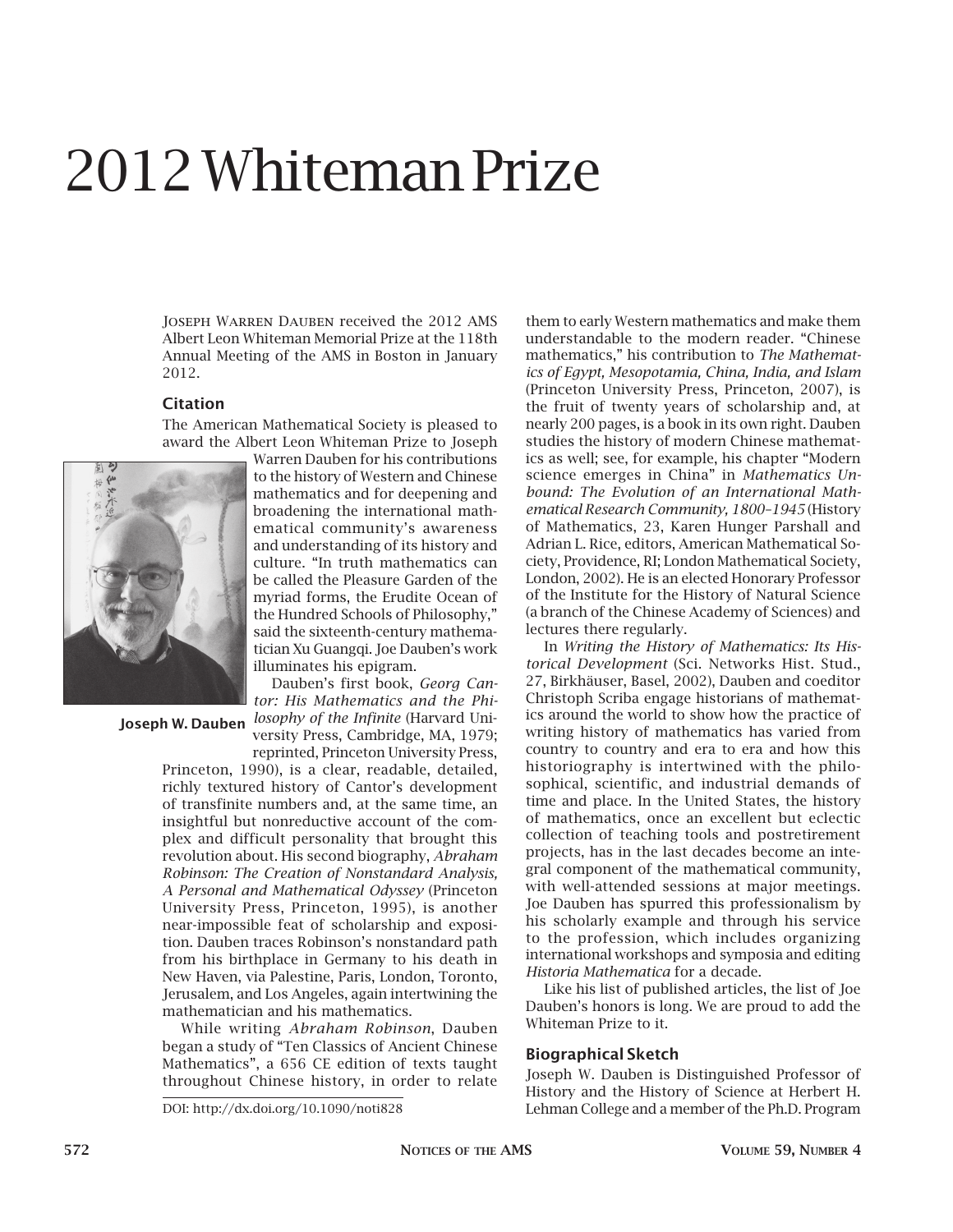# 2012 Whiteman Prize

Joseph Warren Dauben received the 2012 AMS Albert Leon Whiteman Memorial Prize at the 118th Annual Meeting of the AMS in Boston in January 2012.

### Citation

The American Mathematical Society is pleased to award the Albert Leon Whiteman Prize to Joseph Warren Dauben for his contributions to the history of Western and Chinese mathematics and for deepening and broadening the international mathematical community's awareness and understanding of its history and culture. "In truth mathematics can be called the Pleasure Garden of the myriad forms, the Erudite Ocean of the Hundred Schools of Philosophy," said the sixteenth-century mathematician Xu Guangqi. Joe Dauben's work illuminates his epigram.

**Joseph W. Dauben**

Dauben's first book, *Georg Cantor: His Mathematics and the Philosophy of the Infinite* (Harvard University Press, Cambridge, MA, 1979; reprinted, Princeton University Press, Princeton, 1990), is a clear, readable, detailed, richly textured history of Cantor's development of transfinite numbers and, at the same time, an insightful but nonreductive account of the complex and difficult personality that brought this revolution about. His second biography, *Abraham Robinson: The Creation of Nonstandard Analysis, A Personal and Mathematical Odyssey* (Princeton University Press, Princeton, 1995), is another near-impossible feat of scholarship and exposition. Dauben traces Robinson's nonstandard path from his birthplace in Germany to his death in New Haven, via Palestine, Paris, London, Toronto, Jerusalem, and Los Angeles, again intertwining the mathematician and his mathematics.

While writing *Abraham Robinson*, Dauben began a study of "Ten Classics of Ancient Chinese Mathematics", a 656 CE edition of texts taught throughout Chinese history, in order to relate them to early Western mathematics and make them understandable to the modern reader. "Chinese mathematics," his contribution to *The Mathematics of Egypt, Mesopotamia, China, India, and Islam* (Princeton University Press, Princeton, 2007), is the fruit of twenty years of scholarship and, at nearly 200 pages, is a book in its own right. Dauben studies the history of modern Chinese mathematics as well; see, for example, his chapter "Modern science emerges in China" in *Mathematics Unbound: The Evolution of an International Mathematical Research Community, 1800–1945* (History of Mathematics, 23, Karen Hunger Parshall and Adrian L. Rice, editors, American Mathematical Society, Providence, RI; London Mathematical Society, London, 2002). He is an elected Honorary Professor of the Institute for the History of Natural Science (a branch of the Chinese Academy of Sciences) and lectures there regularly.

In *Writing the History of Mathematics: Its Historical Development* (Sci. Networks Hist. Stud., 27, Birkhäuser, Basel, 2002), Dauben and coeditor Christoph Scriba engage historians of mathematics around the world to show how the practice of writing history of mathematics has varied from country to country and era to era and how this historiography is intertwined with the philosophical, scientific, and industrial demands of time and place. In the United States, the history of mathematics, once an excellent but eclectic collection of teaching tools and postretirement projects, has in the last decades become an integral component of the mathematical community, with well-attended sessions at major meetings. Joe Dauben has spurred this professionalism by his scholarly example and through his service to the profession, which includes organizing international workshops and symposia and editing *Historia Mathematica* for a decade.

Like his list of published articles, the list of Joe Dauben's honors is long. We are proud to add the Whiteman Prize to it.

### Biographical Sketch

Joseph W. Dauben is Distinguished Professor of History and the History of Science at Herbert H. Lehman College and a member of the Ph.D. Program

DOI: http://dx.doi.org/10.1090/noti828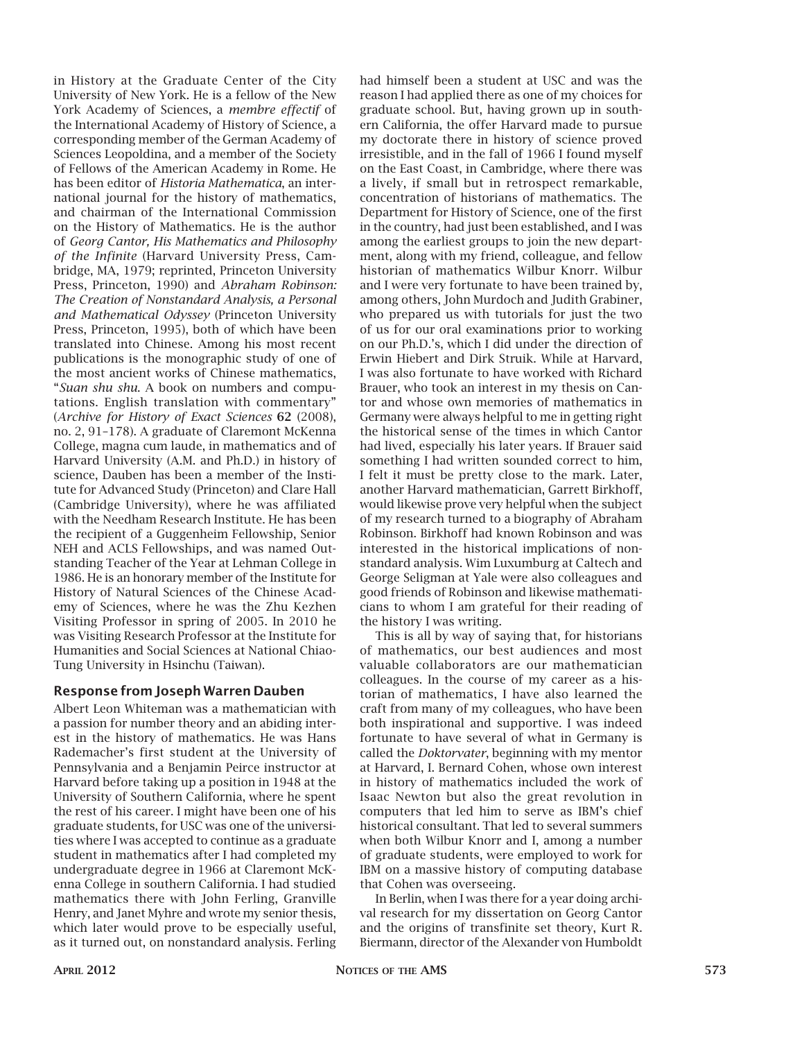in History at the Graduate Center of the City University of New York. He is a fellow of the New York Academy of Sciences, a *membre effectif* of the International Academy of History of Science, a corresponding member of the German Academy of Sciences Leopoldina, and a member of the Society of Fellows of the American Academy in Rome. He has been editor of *Historia Mathematica*, an international journal for the history of mathematics, and chairman of the International Commission on the History of Mathematics. He is the author of *Georg Cantor, His Mathematics and Philosophy of the Infinite* (Harvard University Press, Cambridge, MA, 1979; reprinted, Princeton University Press, Princeton, 1990) and *Abraham Robinson: The Creation of Nonstandard Analysis, a Personal and Mathematical Odyssey* (Princeton University Press, Princeton, 1995), both of which have been translated into Chinese. Among his most recent publications is the monographic study of one of the most ancient works of Chinese mathematics, "*Suan shu shu*. A book on numbers and computations. English translation with commentary" (*Archive for History of Exact Sciences* **62** (2008), no. 2, 91–178). A graduate of Claremont McKenna College, magna cum laude, in mathematics and of Harvard University (A.M. and Ph.D.) in history of science, Dauben has been a member of the Institute for Advanced Study (Princeton) and Clare Hall (Cambridge University), where he was affiliated with the Needham Research Institute. He has been the recipient of a Guggenheim Fellowship, Senior NEH and ACLS Fellowships, and was named Outstanding Teacher of the Year at Lehman College in 1986. He is an honorary member of the Institute for History of Natural Sciences of the Chinese Academy of Sciences, where he was the Zhu Kezhen Visiting Professor in spring of 2005. In 2010 he was Visiting Research Professor at the Institute for Humanities and Social Sciences at National Chiao-Tung University in Hsinchu (Taiwan).

## Response from Joseph Warren Dauben

Albert Leon Whiteman was a mathematician with a passion for number theory and an abiding interest in the history of mathematics. He was Hans Rademacher's first student at the University of Pennsylvania and a Benjamin Peirce instructor at Harvard before taking up a position in 1948 at the University of Southern California, where he spent the rest of his career. I might have been one of his graduate students, for USC was one of the universities where I was accepted to continue as a graduate student in mathematics after I had completed my undergraduate degree in 1966 at Claremont McKenna College in southern California. I had studied mathematics there with John Ferling, Granville Henry, and Janet Myhre and wrote my senior thesis, which later would prove to be especially useful, as it turned out, on nonstandard analysis. Ferling had himself been a student at USC and was the reason I had applied there as one of my choices for graduate school. But, having grown up in southern California, the offer Harvard made to pursue my doctorate there in history of science proved irresistible, and in the fall of 1966 I found myself on the East Coast, in Cambridge, where there was a lively, if small but in retrospect remarkable, concentration of historians of mathematics. The Department for History of Science, one of the first in the country, had just been established, and I was among the earliest groups to join the new department, along with my friend, colleague, and fellow historian of mathematics Wilbur Knorr. Wilbur and I were very fortunate to have been trained by, among others, John Murdoch and Judith Grabiner, who prepared us with tutorials for just the two of us for our oral examinations prior to working on our Ph.D.'s, which I did under the direction of Erwin Hiebert and Dirk Struik. While at Harvard, I was also fortunate to have worked with Richard Brauer, who took an interest in my thesis on Cantor and whose own memories of mathematics in Germany were always helpful to me in getting right the historical sense of the times in which Cantor had lived, especially his later years. If Brauer said something I had written sounded correct to him, I felt it must be pretty close to the mark. Later, another Harvard mathematician, Garrett Birkhoff, would likewise prove very helpful when the subject of my research turned to a biography of Abraham Robinson. Birkhoff had known Robinson and was interested in the historical implications of nonstandard analysis. Wim Luxumburg at Caltech and George Seligman at Yale were also colleagues and good friends of Robinson and likewise mathematicians to whom I am grateful for their reading of the history I was writing.

This is all by way of saying that, for historians of mathematics, our best audiences and most valuable collaborators are our mathematician colleagues. In the course of my career as a historian of mathematics, I have also learned the craft from many of my colleagues, who have been both inspirational and supportive. I was indeed fortunate to have several of what in Germany is called the *Doktorvater*, beginning with my mentor at Harvard, I. Bernard Cohen, whose own interest in history of mathematics included the work of Isaac Newton but also the great revolution in computers that led him to serve as IBM's chief historical consultant. That led to several summers when both Wilbur Knorr and I, among a number of graduate students, were employed to work for IBM on a massive history of computing database that Cohen was overseeing.

In Berlin, when I was there for a year doing archival research for my dissertation on Georg Cantor and the origins of transfinite set theory, Kurt R. Biermann, director of the Alexander von Humboldt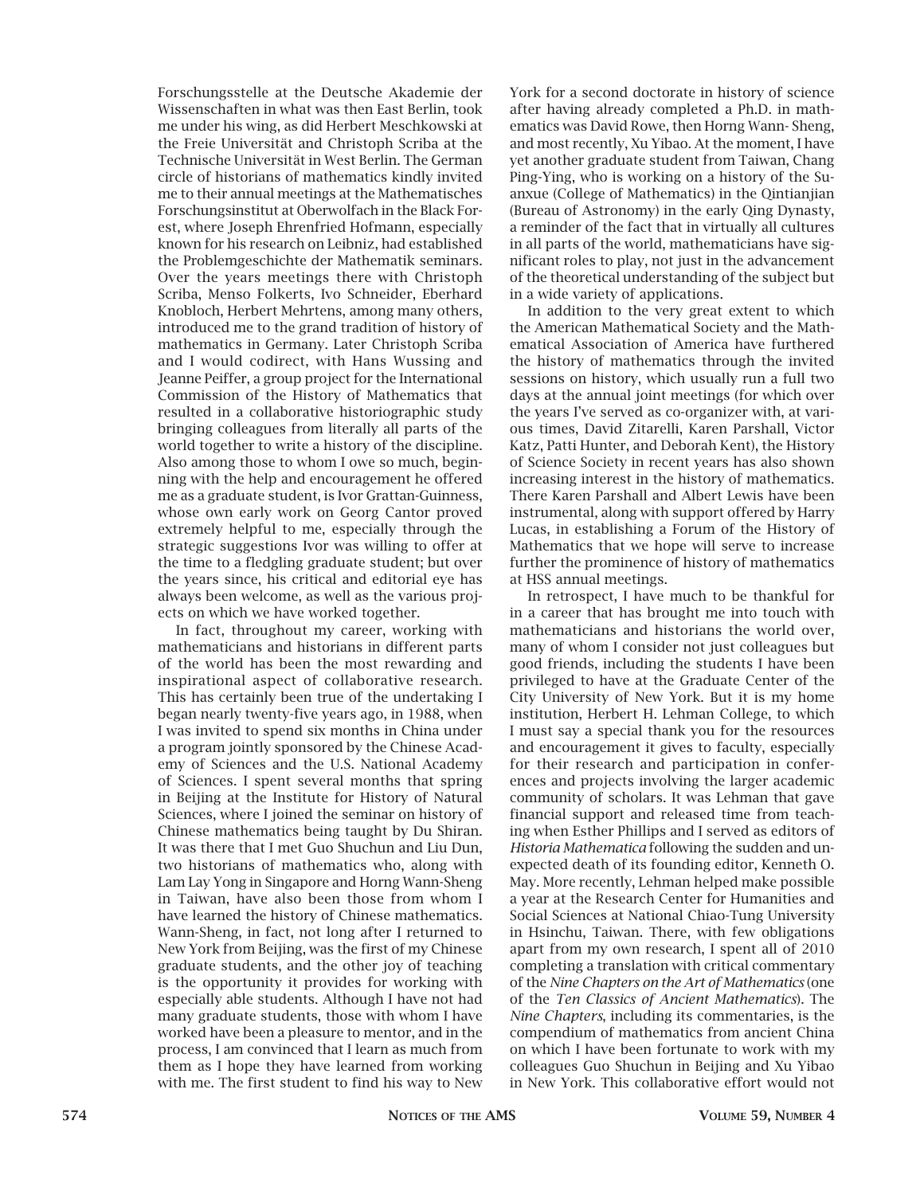Forschungsstelle at the Deutsche Akademie der Wissenschaften in what was then East Berlin, took me under his wing, as did Herbert Meschkowski at the Freie Universität and Christoph Scriba at the Technische Universität in West Berlin. The German circle of historians of mathematics kindly invited me to their annual meetings at the Mathematisches Forschungsinstitut at Oberwolfach in the Black Forest, where Joseph Ehrenfried Hofmann, especially known for his research on Leibniz, had established the Problemgeschichte der Mathematik seminars. Over the years meetings there with Christoph Scriba, Menso Folkerts, Ivo Schneider, Eberhard Knobloch, Herbert Mehrtens, among many others, introduced me to the grand tradition of history of mathematics in Germany. Later Christoph Scriba and I would codirect, with Hans Wussing and Jeanne Peiffer, a group project for the International Commission of the History of Mathematics that resulted in a collaborative historiographic study bringing colleagues from literally all parts of the world together to write a history of the discipline. Also among those to whom I owe so much, beginning with the help and encouragement he offered me as a graduate student, is Ivor Grattan-Guinness, whose own early work on Georg Cantor proved extremely helpful to me, especially through the strategic suggestions Ivor was willing to offer at the time to a fledgling graduate student; but over the years since, his critical and editorial eye has always been welcome, as well as the various projects on which we have worked together.

In fact, throughout my career, working with mathematicians and historians in different parts of the world has been the most rewarding and inspirational aspect of collaborative research. This has certainly been true of the undertaking I began nearly twenty-five years ago, in 1988, when I was invited to spend six months in China under a program jointly sponsored by the Chinese Academy of Sciences and the U.S. National Academy of Sciences. I spent several months that spring in Beijing at the Institute for History of Natural Sciences, where I joined the seminar on history of Chinese mathematics being taught by Du Shiran. It was there that I met Guo Shuchun and Liu Dun, two historians of mathematics who, along with Lam Lay Yong in Singapore and Horng Wann-Sheng in Taiwan, have also been those from whom I have learned the history of Chinese mathematics. Wann-Sheng, in fact, not long after I returned to New York from Beijing, was the first of my Chinese graduate students, and the other joy of teaching is the opportunity it provides for working with especially able students. Although I have not had many graduate students, those with whom I have worked have been a pleasure to mentor, and in the process, I am convinced that I learn as much from them as I hope they have learned from working with me. The first student to find his way to New York for a second doctorate in history of science after having already completed a Ph.D. in mathematics was David Rowe, then Horng Wann- Sheng, and most recently, Xu Yibao. At the moment, I have yet another graduate student from Taiwan, Chang Ping-Ying, who is working on a history of the Suanxue (College of Mathematics) in the Qintianjian (Bureau of Astronomy) in the early Qing Dynasty, a reminder of the fact that in virtually all cultures in all parts of the world, mathematicians have significant roles to play, not just in the advancement of the theoretical understanding of the subject but in a wide variety of applications.

In addition to the very great extent to which the American Mathematical Society and the Mathematical Association of America have furthered the history of mathematics through the invited sessions on history, which usually run a full two days at the annual joint meetings (for which over the years I've served as co-organizer with, at various times, David Zitarelli, Karen Parshall, Victor Katz, Patti Hunter, and Deborah Kent), the History of Science Society in recent years has also shown increasing interest in the history of mathematics. There Karen Parshall and Albert Lewis have been instrumental, along with support offered by Harry Lucas, in establishing a Forum of the History of Mathematics that we hope will serve to increase further the prominence of history of mathematics at HSS annual meetings.

In retrospect, I have much to be thankful for in a career that has brought me into touch with mathematicians and historians the world over, many of whom I consider not just colleagues but good friends, including the students I have been privileged to have at the Graduate Center of the City University of New York. But it is my home institution, Herbert H. Lehman College, to which I must say a special thank you for the resources and encouragement it gives to faculty, especially for their research and participation in conferences and projects involving the larger academic community of scholars. It was Lehman that gave financial support and released time from teaching when Esther Phillips and I served as editors of *Historia Mathematica* following the sudden and unexpected death of its founding editor, Kenneth O. May. More recently, Lehman helped make possible a year at the Research Center for Humanities and Social Sciences at National Chiao-Tung University in Hsinchu, Taiwan. There, with few obligations apart from my own research, I spent all of 2010 completing a translation with critical commentary of the *Nine Chapters on the Art of Mathematics* (one of the *Ten Classics of Ancient Mathematics*). The *Nine Chapters*, including its commentaries, is the compendium of mathematics from ancient China on which I have been fortunate to work with my colleagues Guo Shuchun in Beijing and Xu Yibao in New York. This collaborative effort would not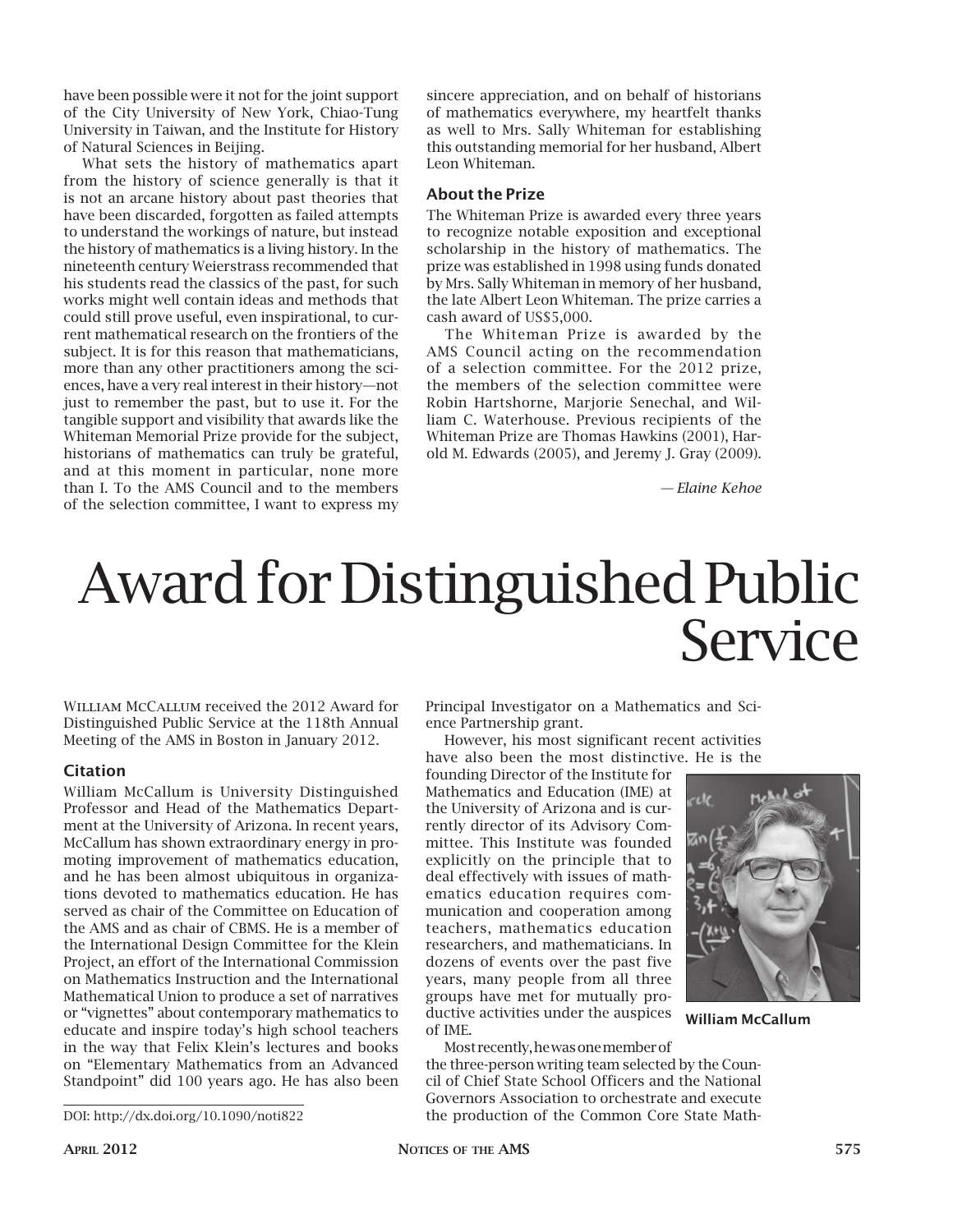have been possible were it not for the joint support of the City University of New York, Chiao-Tung University in Taiwan, and the Institute for History of Natural Sciences in Beijing.

What sets the history of mathematics apart from the history of science generally is that it is not an arcane history about past theories that have been discarded, forgotten as failed attempts to understand the workings of nature, but instead the history of mathematics is a living history. In the nineteenth century Weierstrass recommended that his students read the classics of the past, for such works might well contain ideas and methods that could still prove useful, even inspirational, to current mathematical research on the frontiers of the subject. It is for this reason that mathematicians, more than any other practitioners among the sciences, have a very real interest in their history—not just to remember the past, but to use it. For the tangible support and visibility that awards like the Whiteman Memorial Prize provide for the subject, historians of mathematics can truly be grateful, and at this moment in particular, none more than I. To the AMS Council and to the members of the selection committee, I want to express my sincere appreciation, and on behalf of historians of mathematics everywhere, my heartfelt thanks as well to Mrs. Sally Whiteman for establishing this outstanding memorial for her husband, Albert Leon Whiteman.

### About the Prize

The Whiteman Prize is awarded every three years to recognize notable exposition and exceptional scholarship in the history of mathematics. The prize was established in 1998 using funds donated by Mrs. Sally Whiteman in memory of her husband, the late Albert Leon Whiteman. The prize carries a cash award of US$5,000.

The Whiteman Prize is awarded by the AMS Council acting on the recommendation of a selection committee. For the 2012 prize, the members of the selection committee were Robin Hartshorne, Marjorie Senechal, and William C. Waterhouse. Previous recipients of the Whiteman Prize are Thomas Hawkins (2001), Harold M. Edwards (2005), and Jeremy J. Gray (2009).

*— Elaine Kehoe*

# Award for Distinguished Public Service

William McCallum received the 2012 Award for Distinguished Public Service at the 118th Annual Meeting of the AMS in Boston in January 2012.

### Citation

William McCallum is University Distinguished Professor and Head of the Mathematics Department at the University of Arizona. In recent years, McCallum has shown extraordinary energy in promoting improvement of mathematics education, and he has been almost ubiquitous in organizations devoted to mathematics education. He has served as chair of the Committee on Education of the AMS and as chair of CBMS. He is a member of the International Design Committee for the Klein Project, an effort of the International Commission on Mathematics Instruction and the International Mathematical Union to produce a set of narratives or "vignettes" about contemporary mathematics to educate and inspire today's high school teachers in the way that Felix Klein's lectures and books on "Elementary Mathematics from an Advanced Standpoint" did 100 years ago. He has also been Principal Investigator on a Mathematics and Science Partnership grant.

However, his most significant recent activities have also been the most distinctive. He is the founding Director of the Institute for Mathematics and Education (IME) at the University of Arizona and is currently director of its Advisory Committee. This Institute was founded explicitly on the principle that to deal effectively with issues of mathematics education requires communication and cooperation among teachers, mathematics education researchers, and mathematicians. In dozens of events over the past five years, many people from all three groups have met for mutually productive activities under the auspices of IME.

**William McCallum**

Most recently, he was one member of the three-person writing team selected by the Council of Chief State School Officers and the National Governors Association to orchestrate and execute the production of the Common Core State Math-

DOI: http://dx.doi.org/10.1090/noti822